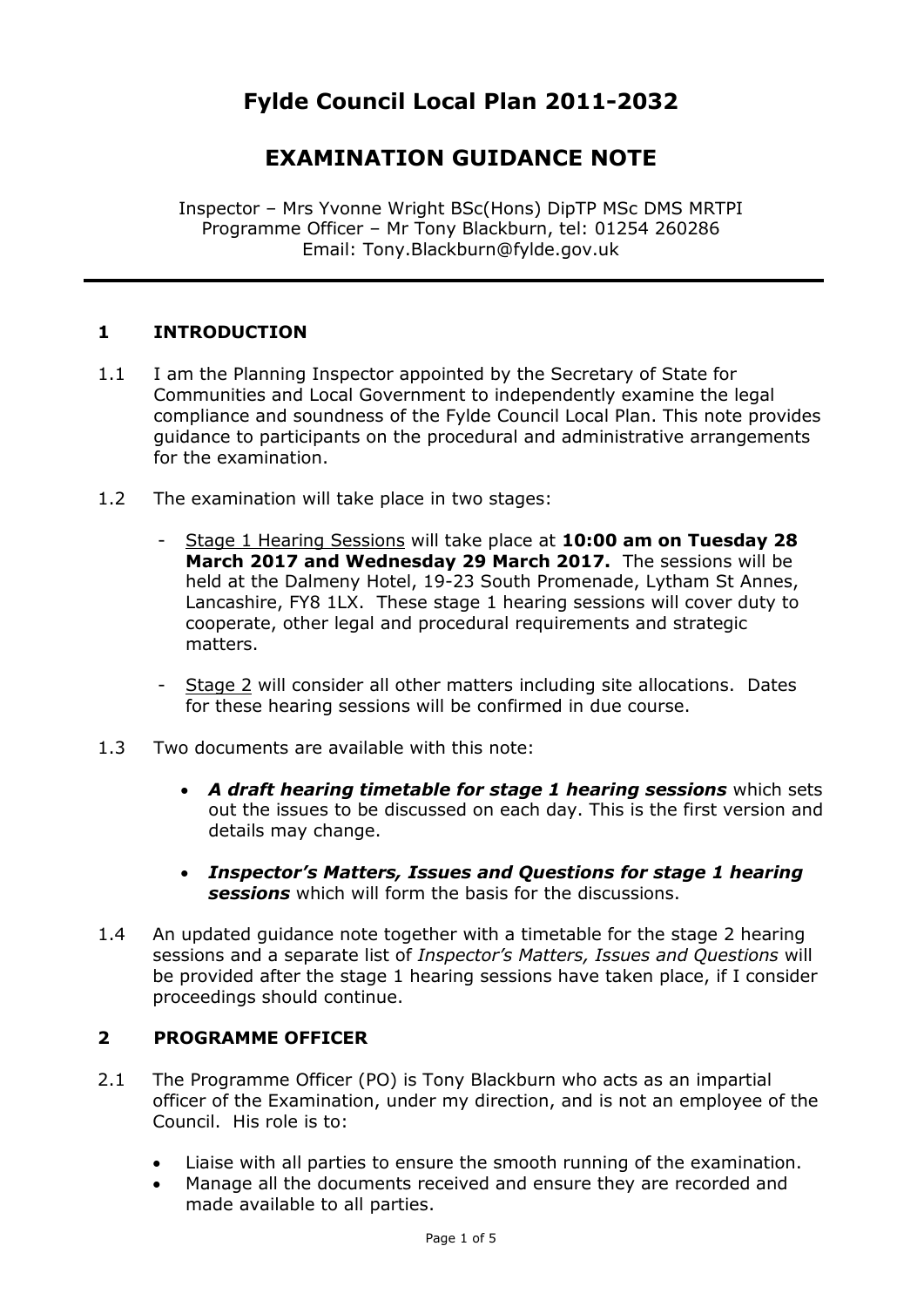# Fylde Council Local Plan 2011-2032

## EXAMINATION GUIDANCE NOTE

Inspector – Mrs Yvonne Wright BSc(Hons) DipTP MSc DMS MRTPI
Programme Officer – Mr Tony Blackburn, tel: 01254 260286
Email: Tony.Blackburn@fylde.gov.uk

---

### 1 INTRODUCTION

1.1 I am the Planning Inspector appointed by the Secretary of State for Communities and Local Government to independently examine the legal compliance and soundness of the Fylde Council Local Plan. This note provides guidance to participants on the procedural and administrative arrangements for the examination.

1.2 The examination will take place in two stages:

- Stage 1 Hearing Sessions will take place at **10:00 am on Tuesday 28 March 2017 and Wednesday 29 March 2017.** The sessions will be held at the Dalmeny Hotel, 19-23 South Promenade, Lytham St Annes, Lancashire, FY8 1LX. These stage 1 hearing sessions will cover duty to cooperate, other legal and procedural requirements and strategic matters.
- Stage 2 will consider all other matters including site allocations. Dates for these hearing sessions will be confirmed in due course.

1.3 Two documents are available with this note:

- ***A draft hearing timetable for stage 1 hearing sessions*** which sets out the issues to be discussed on each day. This is the first version and details may change.
- ***Inspector's Matters, Issues and Questions for stage 1 hearing sessions*** which will form the basis for the discussions.

1.4 An updated guidance note together with a timetable for the stage 2 hearing sessions and a separate list of *Inspector's Matters, Issues and Questions* will be provided after the stage 1 hearing sessions have taken place, if I consider proceedings should continue.

### 2 PROGRAMME OFFICER

2.1 The Programme Officer (PO) is Tony Blackburn who acts as an impartial officer of the Examination, under my direction, and is not an employee of the Council. His role is to:

- Liaise with all parties to ensure the smooth running of the examination.
- Manage all the documents received and ensure they are recorded and made available to all parties.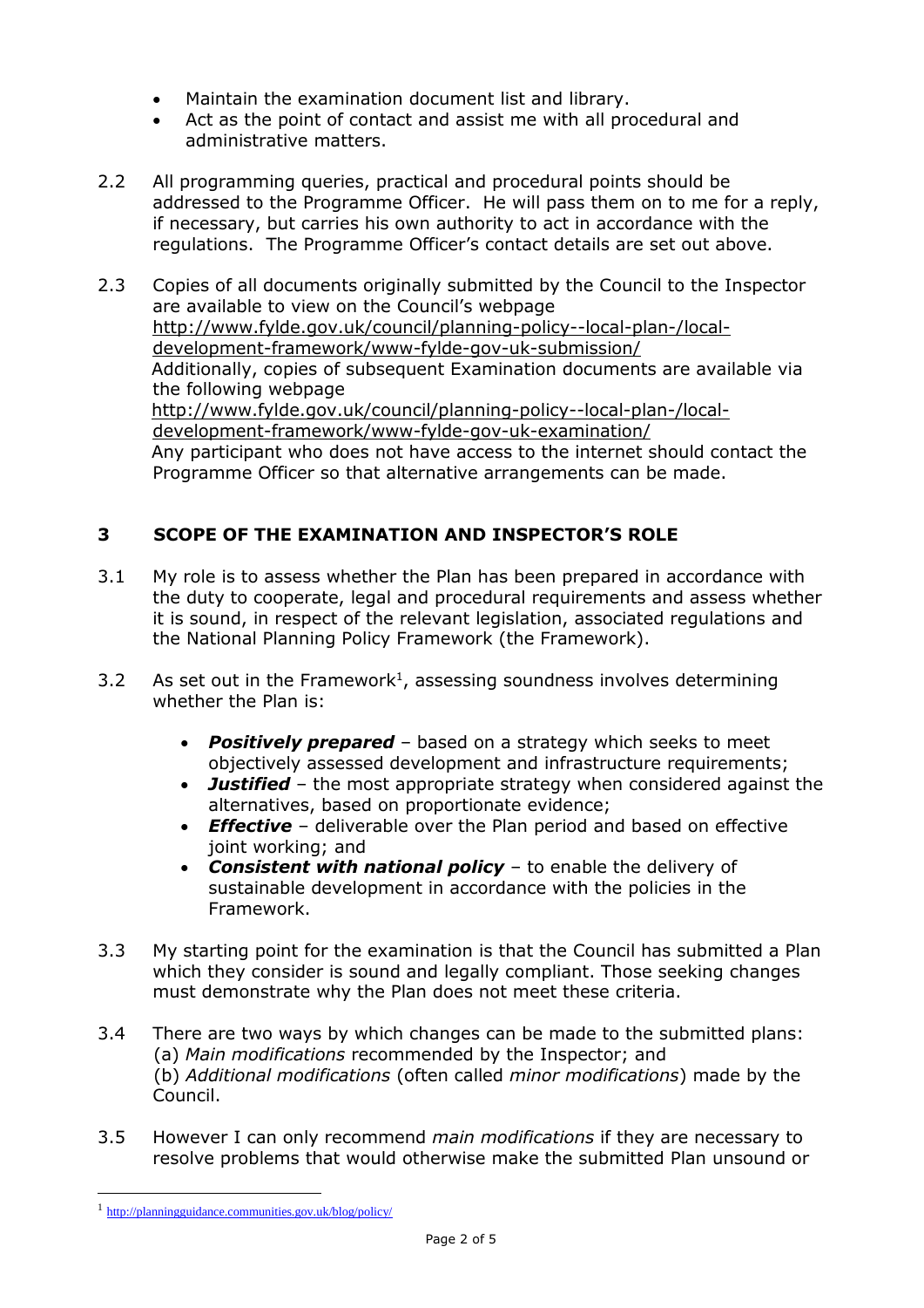- Maintain the examination document list and library.
- Act as the point of contact and assist me with all procedural and administrative matters.

2.2 All programming queries, practical and procedural points should be addressed to the Programme Officer. He will pass them on to me for a reply, if necessary, but carries his own authority to act in accordance with the regulations. The Programme Officer's contact details are set out above.

2.3 Copies of all documents originally submitted by the Council to the Inspector are available to view on the Council's webpage http://www.fylde.gov.uk/council/planning-policy--local-plan-/local-development-framework/www-fylde-gov-uk-submission/ Additionally, copies of subsequent Examination documents are available via the following webpage http://www.fylde.gov.uk/council/planning-policy--local-plan-/local-development-framework/www-fylde-gov-uk-examination/ Any participant who does not have access to the internet should contact the Programme Officer so that alternative arrangements can be made.

## 3 SCOPE OF THE EXAMINATION AND INSPECTOR'S ROLE

3.1 My role is to assess whether the Plan has been prepared in accordance with the duty to cooperate, legal and procedural requirements and assess whether it is sound, in respect of the relevant legislation, associated regulations and the National Planning Policy Framework (the Framework).

3.2 As set out in the Framework[1], assessing soundness involves determining whether the Plan is:

- ***Positively prepared*** – based on a strategy which seeks to meet objectively assessed development and infrastructure requirements;
- ***Justified*** – the most appropriate strategy when considered against the alternatives, based on proportionate evidence;
- ***Effective*** – deliverable over the Plan period and based on effective joint working; and
- ***Consistent with national policy*** – to enable the delivery of sustainable development in accordance with the policies in the Framework.

3.3 My starting point for the examination is that the Council has submitted a Plan which they consider is sound and legally compliant. Those seeking changes must demonstrate why the Plan does not meet these criteria.

3.4 There are two ways by which changes can be made to the submitted plans:
(a) *Main modifications* recommended by the Inspector; and
(b) *Additional modifications* (often called *minor modifications*) made by the Council.

3.5 However I can only recommend *main modifications* if they are necessary to resolve problems that would otherwise make the submitted Plan unsound or

[1] http://planningguidance.communities.gov.uk/blog/policy/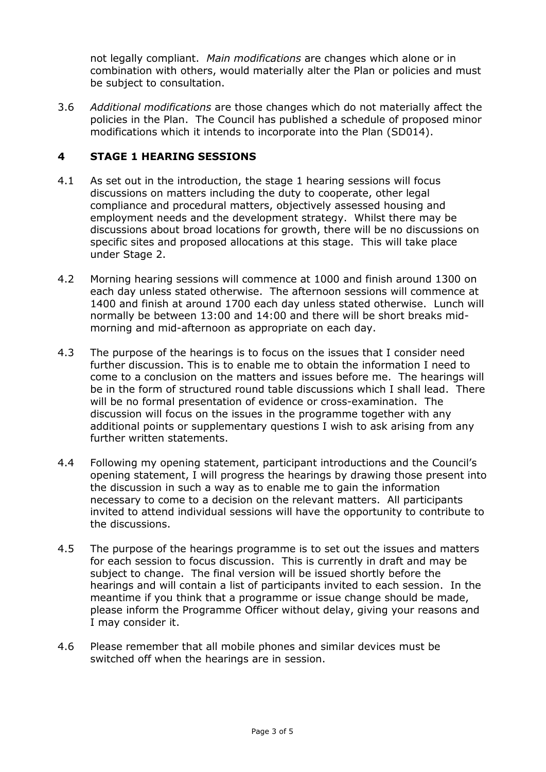not legally compliant. *Main modifications* are changes which alone or in combination with others, would materially alter the Plan or policies and must be subject to consultation.

3.6 *Additional modifications* are those changes which do not materially affect the policies in the Plan. The Council has published a schedule of proposed minor modifications which it intends to incorporate into the Plan (SD014).

## 4 STAGE 1 HEARING SESSIONS

4.1 As set out in the introduction, the stage 1 hearing sessions will focus discussions on matters including the duty to cooperate, other legal compliance and procedural matters, objectively assessed housing and employment needs and the development strategy. Whilst there may be discussions about broad locations for growth, there will be no discussions on specific sites and proposed allocations at this stage. This will take place under Stage 2.

4.2 Morning hearing sessions will commence at 1000 and finish around 1300 on each day unless stated otherwise. The afternoon sessions will commence at 1400 and finish at around 1700 each day unless stated otherwise. Lunch will normally be between 13:00 and 14:00 and there will be short breaks mid-morning and mid-afternoon as appropriate on each day.

4.3 The purpose of the hearings is to focus on the issues that I consider need further discussion. This is to enable me to obtain the information I need to come to a conclusion on the matters and issues before me. The hearings will be in the form of structured round table discussions which I shall lead. There will be no formal presentation of evidence or cross-examination. The discussion will focus on the issues in the programme together with any additional points or supplementary questions I wish to ask arising from any further written statements.

4.4 Following my opening statement, participant introductions and the Council's opening statement, I will progress the hearings by drawing those present into the discussion in such a way as to enable me to gain the information necessary to come to a decision on the relevant matters. All participants invited to attend individual sessions will have the opportunity to contribute to the discussions.

4.5 The purpose of the hearings programme is to set out the issues and matters for each session to focus discussion. This is currently in draft and may be subject to change. The final version will be issued shortly before the hearings and will contain a list of participants invited to each session. In the meantime if you think that a programme or issue change should be made, please inform the Programme Officer without delay, giving your reasons and I may consider it.

4.6 Please remember that all mobile phones and similar devices must be switched off when the hearings are in session.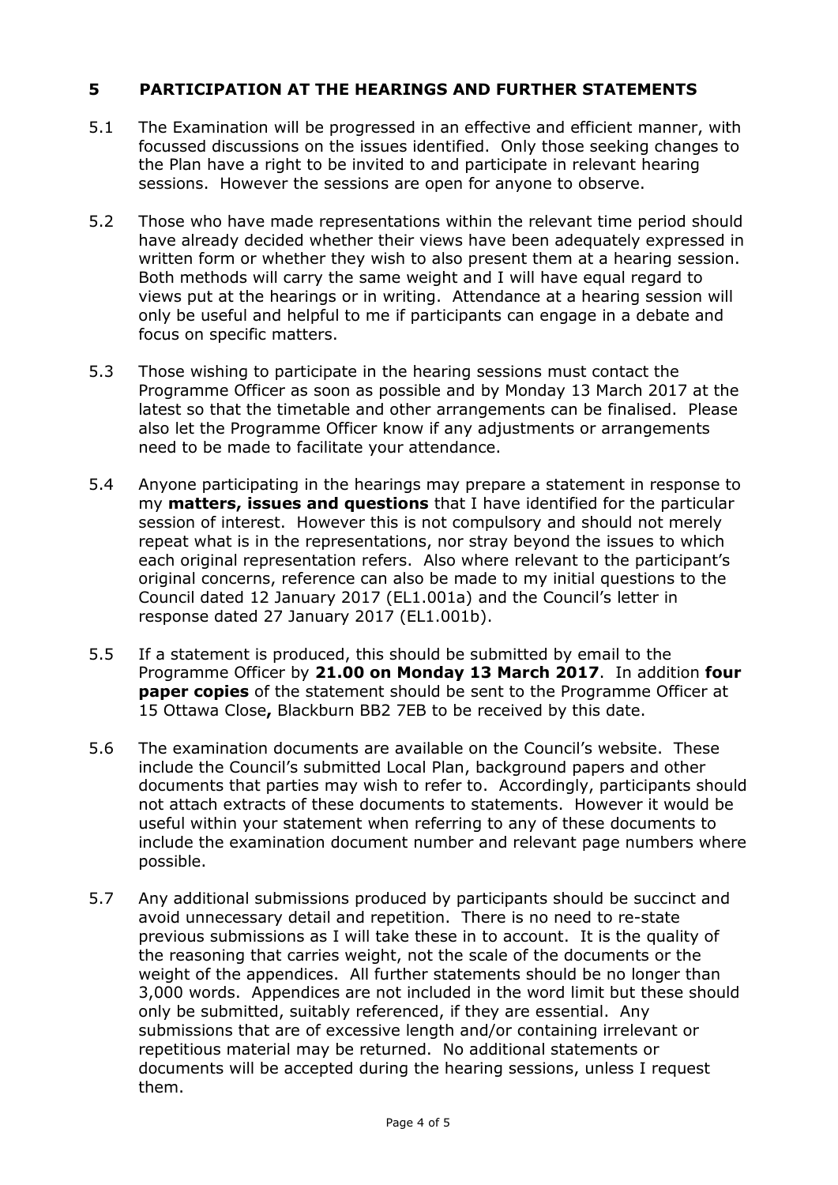## 5 PARTICIPATION AT THE HEARINGS AND FURTHER STATEMENTS

5.1 The Examination will be progressed in an effective and efficient manner, with focussed discussions on the issues identified. Only those seeking changes to the Plan have a right to be invited to and participate in relevant hearing sessions. However the sessions are open for anyone to observe.

5.2 Those who have made representations within the relevant time period should have already decided whether their views have been adequately expressed in written form or whether they wish to also present them at a hearing session. Both methods will carry the same weight and I will have equal regard to views put at the hearings or in writing. Attendance at a hearing session will only be useful and helpful to me if participants can engage in a debate and focus on specific matters.

5.3 Those wishing to participate in the hearing sessions must contact the Programme Officer as soon as possible and by Monday 13 March 2017 at the latest so that the timetable and other arrangements can be finalised. Please also let the Programme Officer know if any adjustments or arrangements need to be made to facilitate your attendance.

5.4 Anyone participating in the hearings may prepare a statement in response to my **matters, issues and questions** that I have identified for the particular session of interest. However this is not compulsory and should not merely repeat what is in the representations, nor stray beyond the issues to which each original representation refers. Also where relevant to the participant's original concerns, reference can also be made to my initial questions to the Council dated 12 January 2017 (EL1.001a) and the Council's letter in response dated 27 January 2017 (EL1.001b).

5.5 If a statement is produced, this should be submitted by email to the Programme Officer by **21.00 on Monday 13 March 2017**. In addition **four paper copies** of the statement should be sent to the Programme Officer at 15 Ottawa Close**,** Blackburn BB2 7EB to be received by this date.

5.6 The examination documents are available on the Council's website. These include the Council's submitted Local Plan, background papers and other documents that parties may wish to refer to. Accordingly, participants should not attach extracts of these documents to statements. However it would be useful within your statement when referring to any of these documents to include the examination document number and relevant page numbers where possible.

5.7 Any additional submissions produced by participants should be succinct and avoid unnecessary detail and repetition. There is no need to re-state previous submissions as I will take these in to account. It is the quality of the reasoning that carries weight, not the scale of the documents or the weight of the appendices. All further statements should be no longer than 3,000 words. Appendices are not included in the word limit but these should only be submitted, suitably referenced, if they are essential. Any submissions that are of excessive length and/or containing irrelevant or repetitious material may be returned. No additional statements or documents will be accepted during the hearing sessions, unless I request them.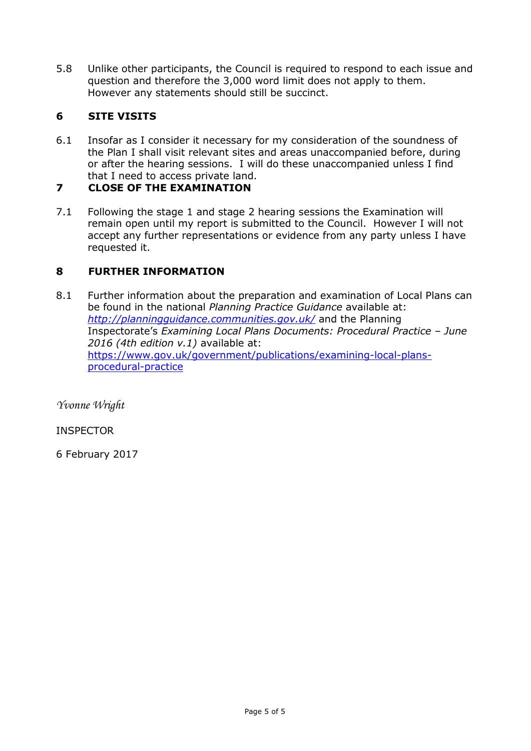5.8 Unlike other participants, the Council is required to respond to each issue and question and therefore the 3,000 word limit does not apply to them. However any statements should still be succinct.

## 6 SITE VISITS

6.1 Insofar as I consider it necessary for my consideration of the soundness of the Plan I shall visit relevant sites and areas unaccompanied before, during or after the hearing sessions. I will do these unaccompanied unless I find that I need to access private land.

## 7 CLOSE OF THE EXAMINATION

7.1 Following the stage 1 and stage 2 hearing sessions the Examination will remain open until my report is submitted to the Council. However I will not accept any further representations or evidence from any party unless I have requested it.

## 8 FURTHER INFORMATION

8.1 Further information about the preparation and examination of Local Plans can be found in the national *Planning Practice Guidance* available at: *http://planningguidance.communities.gov.uk/* and the Planning Inspectorate's *Examining Local Plans Documents: Procedural Practice – June 2016 (4th edition v.1)* available at: https://www.gov.uk/government/publications/examining-local-plans-procedural-practice

*Yvonne Wright*

INSPECTOR

6 February 2017